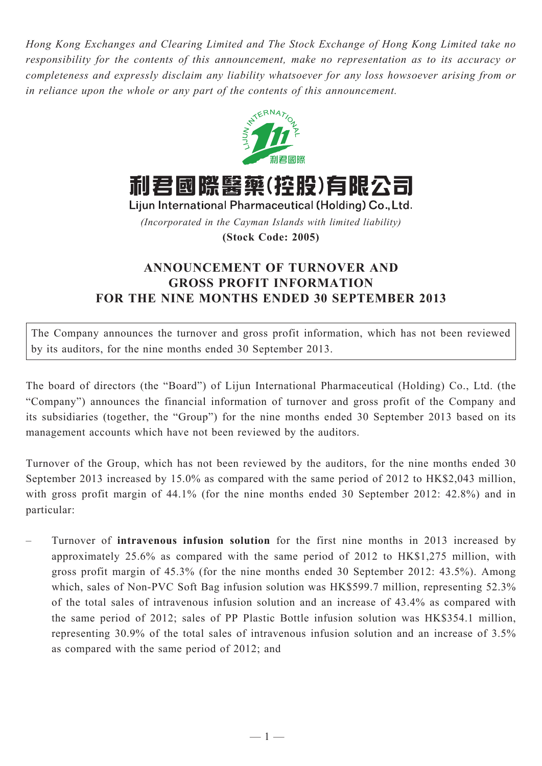*Hong Kong Exchanges and Clearing Limited and The Stock Exchange of Hong Kong Limited take no responsibility for the contents of this announcement, make no representation as to its accuracy or completeness and expressly disclaim any liability whatsoever for any loss howsoever arising from or in reliance upon the whole or any part of the contents of this announcement.*

# 利君國際醫藥(控股)有限公司

**Lijun International Pharmaceutical (Holding) Co., Ltd.**

*(Incorporated in the Cayman Islands with limited liability)*

**(Stock Code: 2005)**

## ANNOUNCEMENT OF TURNOVER AND GROSS PROFIT INFORMATION FOR THE NINE MONTHS ENDED 30 SEPTEMBER 2013

The Company announces the turnover and gross profit information, which has not been reviewed by its auditors, for the nine months ended 30 September 2013.

The board of directors (the "Board") of Lijun International Pharmaceutical (Holding) Co., Ltd. (the "Company") announces the financial information of turnover and gross profit of the Company and its subsidiaries (together, the "Group") for the nine months ended 30 September 2013 based on its management accounts which have not been reviewed by the auditors.

Turnover of the Group, which has not been reviewed by the auditors, for the nine months ended 30 September 2013 increased by 15.0% as compared with the same period of 2012 to HK$2,043 million, with gross profit margin of 44.1% (for the nine months ended 30 September 2012: 42.8%) and in particular:

– Turnover of **intravenous infusion solution** for the first nine months in 2013 increased by approximately 25.6% as compared with the same period of 2012 to HK$1,275 million, with gross profit margin of 45.3% (for the nine months ended 30 September 2012: 43.5%). Among which, sales of Non-PVC Soft Bag infusion solution was HK$599.7 million, representing 52.3% of the total sales of intravenous infusion solution and an increase of 43.4% as compared with the same period of 2012; sales of PP Plastic Bottle infusion solution was HK$354.1 million, representing 30.9% of the total sales of intravenous infusion solution and an increase of 3.5% as compared with the same period of 2012; and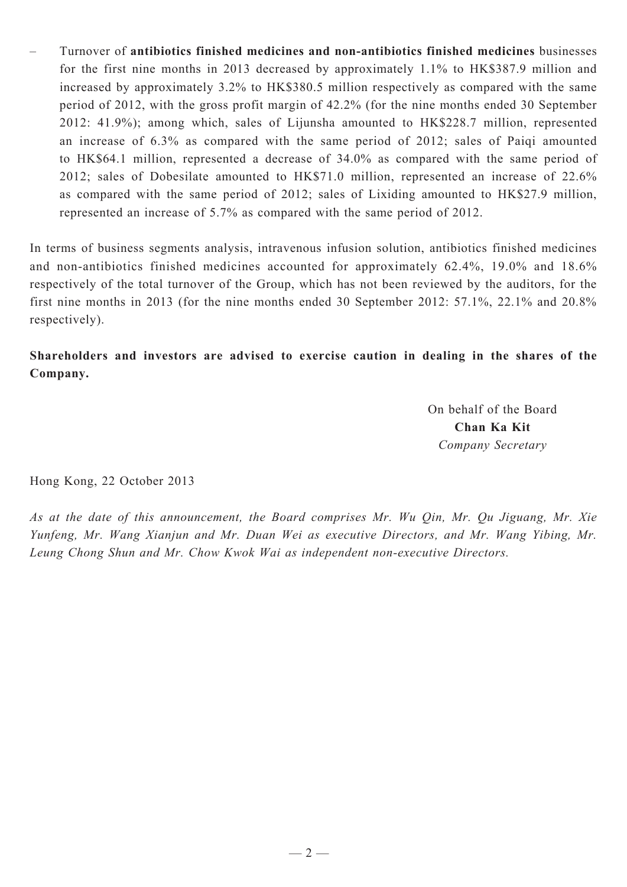– Turnover of **antibiotics finished medicines and non-antibiotics finished medicines** businesses for the first nine months in 2013 decreased by approximately 1.1% to HK$387.9 million and increased by approximately 3.2% to HK$380.5 million respectively as compared with the same period of 2012, with the gross profit margin of 42.2% (for the nine months ended 30 September 2012: 41.9%); among which, sales of Lijunsha amounted to HK$228.7 million, represented an increase of 6.3% as compared with the same period of 2012; sales of Paiqi amounted to HK$64.1 million, represented a decrease of 34.0% as compared with the same period of 2012; sales of Dobesilate amounted to HK$71.0 million, represented an increase of 22.6% as compared with the same period of 2012; sales of Lixiding amounted to HK$27.9 million, represented an increase of 5.7% as compared with the same period of 2012.

In terms of business segments analysis, intravenous infusion solution, antibiotics finished medicines and non-antibiotics finished medicines accounted for approximately 62.4%, 19.0% and 18.6% respectively of the total turnover of the Group, which has not been reviewed by the auditors, for the first nine months in 2013 (for the nine months ended 30 September 2012: 57.1%, 22.1% and 20.8% respectively).

**Shareholders and investors are advised to exercise caution in dealing in the shares of the Company.**

On behalf of the Board
**Chan Ka Kit**
*Company Secretary*

Hong Kong, 22 October 2013

*As at the date of this announcement, the Board comprises Mr. Wu Qin, Mr. Qu Jiguang, Mr. Xie Yunfeng, Mr. Wang Xianjun and Mr. Duan Wei as executive Directors, and Mr. Wang Yibing, Mr. Leung Chong Shun and Mr. Chow Kwok Wai as independent non-executive Directors.*